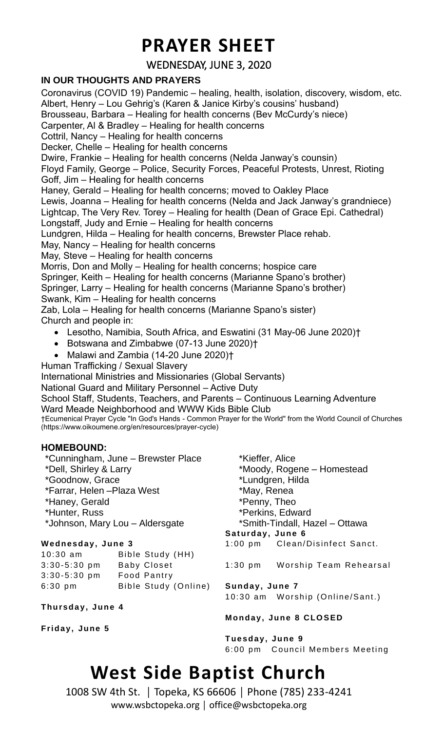# PRAYER SHEET

WEDNESDAY, JUNE 3, 2020

**IN OUR THOUGHTS AND PRAYERS**

Coronavirus (COVID 19) Pandemic – healing, health, isolation, discovery, wisdom, etc.
Albert, Henry – Lou Gehrig's (Karen & Janice Kirby's cousins' husband)
Brousseau, Barbara – Healing for health concerns (Bev McCurdy's niece)
Carpenter, Al & Bradley – Healing for health concerns
Cottril, Nancy – Healing for health concerns
Decker, Chelle – Healing for health concerns
Dwire, Frankie – Healing for health concerns (Nelda Janway's counsin)
Floyd Family, George – Police, Security Forces, Peaceful Protests, Unrest, Rioting
Goff, Jim – Healing for health concerns
Haney, Gerald – Healing for health concerns; moved to Oakley Place
Lewis, Joanna – Healing for health concerns (Nelda and Jack Janway's grandniece)
Lightcap, The Very Rev. Torey – Healing for health (Dean of Grace Epi. Cathedral)
Longstaff, Judy and Ernie – Healing for health concerns
Lundgren, Hilda – Healing for health concerns, Brewster Place rehab.
May, Nancy – Healing for health concerns
May, Steve – Healing for health concerns
Morris, Don and Molly – Healing for health concerns; hospice care
Springer, Keith – Healing for health concerns (Marianne Spano's brother)
Springer, Larry – Healing for health concerns (Marianne Spano's brother)
Swank, Kim – Healing for health concerns
Zab, Lola – Healing for health concerns (Marianne Spano's sister)
Church and people in:

- Lesotho, Namibia, South Africa, and Eswatini (31 May-06 June 2020)†
- Botswana and Zimbabwe (07-13 June 2020)†
- Malawi and Zambia (14-20 June 2020)†

Human Trafficking / Sexual Slavery
International Ministries and Missionaries (Global Servants)
National Guard and Military Personnel – Active Duty
School Staff, Students, Teachers, and Parents – Continuous Learning Adventure
Ward Meade Neighborhood and WWW Kids Bible Club
†Ecumenical Prayer Cycle "In God's Hands - Common Prayer for the World" from the World Council of Churches (https://www.oikoumene.org/en/resources/prayer-cycle)

**HOMEBOUND:**

*Cunningham, June – Brewster Place
*Dell, Shirley & Larry
*Goodnow, Grace
*Farrar, Helen –Plaza West
*Haney, Gerald
*Hunter, Russ
*Johnson, Mary Lou – Aldersgate
*Kieffer, Alice
*Moody, Rogene – Homestead
*Lundgren, Hilda
*May, Renea
*Penny, Theo
*Perkins, Edward
*Smith-Tindall, Hazel – Ottawa

**Wednesday, June 3**

| | |
|---|---|
| 10:30 am | Bible Study (HH) |
| 3:30-5:30 pm | Baby Closet |
| 3:30-5:30 pm | Food Pantry |
| 6:30 pm | Bible Study (Online) |

**Thursday, June 4**

**Friday, June 5**

**Saturday, June 6**

| | |
|---|---|
| 1:00 pm | Clean/Disinfect Sanct. |
| 1:30 pm | Worship Team Rehearsal |

**Sunday, June 7**

| | |
|---|---|
| 10:30 am | Worship (Online/Sant.) |

**Monday, June 8 CLOSED**

**Tuesday, June 9**

| | |
|---|---|
| 6:00 pm | Council Members Meeting |

# West Side Baptist Church

1008 SW 4th St. | Topeka, KS 66606 | Phone (785) 233-4241
www.wsbctopeka.org | office@wsbctopeka.org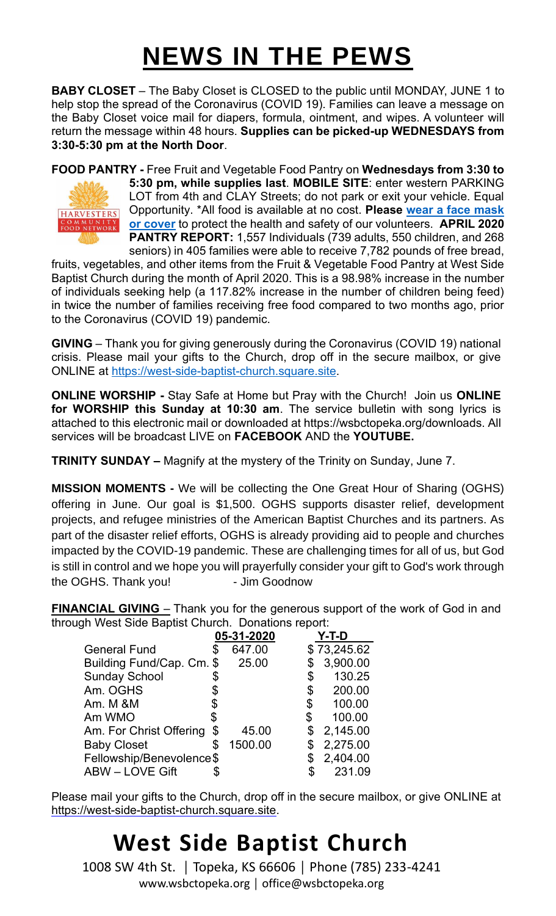# NEWS IN THE PEWS

**BABY CLOSET** – The Baby Closet is CLOSED to the public until MONDAY, JUNE 1 to help stop the spread of the Coronavirus (COVID 19). Families can leave a message on the Baby Closet voice mail for diapers, formula, ointment, and wipes. A volunteer will return the message within 48 hours. **Supplies can be picked-up WEDNESDAYS from 3:30-5:30 pm at the North Door**.

**FOOD PANTRY -** Free Fruit and Vegetable Food Pantry on **Wednesdays from 3:30 to 5:30 pm, while supplies last**. **MOBILE SITE**: enter western PARKING LOT from 4th and CLAY Streets; do not park or exit your vehicle. Equal Opportunity. *All food is available at no cost. **Please wear a face mask or cover** to protect the health and safety of our volunteers. **APRIL 2020 PANTRY REPORT:** 1,557 Individuals (739 adults, 550 children, and 268 seniors) in 405 families were able to receive 7,782 pounds of free bread, fruits, vegetables, and other items from the Fruit & Vegetable Food Pantry at West Side Baptist Church during the month of April 2020. This is a 98.98% increase in the number of individuals seeking help (a 117.82% increase in the number of children being feed) in twice the number of families receiving free food compared to two months ago, prior to the Coronavirus (COVID 19) pandemic.

**GIVING** – Thank you for giving generously during the Coronavirus (COVID 19) national crisis. Please mail your gifts to the Church, drop off in the secure mailbox, or give ONLINE at https://west-side-baptist-church.square.site.

**ONLINE WORSHIP -** Stay Safe at Home but Pray with the Church! Join us **ONLINE for WORSHIP this Sunday at 10:30 am**. The service bulletin with song lyrics is attached to this electronic mail or downloaded at https://wsbctopeka.org/downloads. All services will be broadcast LIVE on **FACEBOOK** AND the **YOUTUBE.**

**TRINITY SUNDAY –** Magnify at the mystery of the Trinity on Sunday, June 7.

**MISSION MOMENTS -** We will be collecting the One Great Hour of Sharing (OGHS) offering in June. Our goal is $1,500. OGHS supports disaster relief, development projects, and refugee ministries of the American Baptist Churches and its partners. As part of the disaster relief efforts, OGHS is already providing aid to people and churches impacted by the COVID-19 pandemic. These are challenging times for all of us, but God is still in control and we hope you will prayerfully consider your gift to God's work through the OGHS. Thank you! - Jim Goodnow

**FINANCIAL GIVING** – Thank you for the generous support of the work of God in and through West Side Baptist Church. Donations report:

| | 05-31-2020 | Y-T-D |
|---|---|---|
| General Fund | $ 647.00 | $ 73,245.62 |
| Building Fund/Cap. Cm. | $ 25.00 | $ 3,900.00 |
| Sunday School | $ | $ 130.25 |
| Am. OGHS | $ | $ 200.00 |
| Am. M &M | $ | $ 100.00 |
| Am WMO | $ | $ 100.00 |
| Am. For Christ Offering | $ 45.00 | $ 2,145.00 |
| Baby Closet | $ 1500.00 | $ 2,275.00 |
| Fellowship/Benevolence | $ | $ 2,404.00 |
| ABW – LOVE Gift | $ | $ 231.09 |

Please mail your gifts to the Church, drop off in the secure mailbox, or give ONLINE at https://west-side-baptist-church.square.site.

# West Side Baptist Church

1008 SW 4th St. | Topeka, KS 66606 | Phone (785) 233-4241
www.wsbctopeka.org | office@wsbctopeka.org